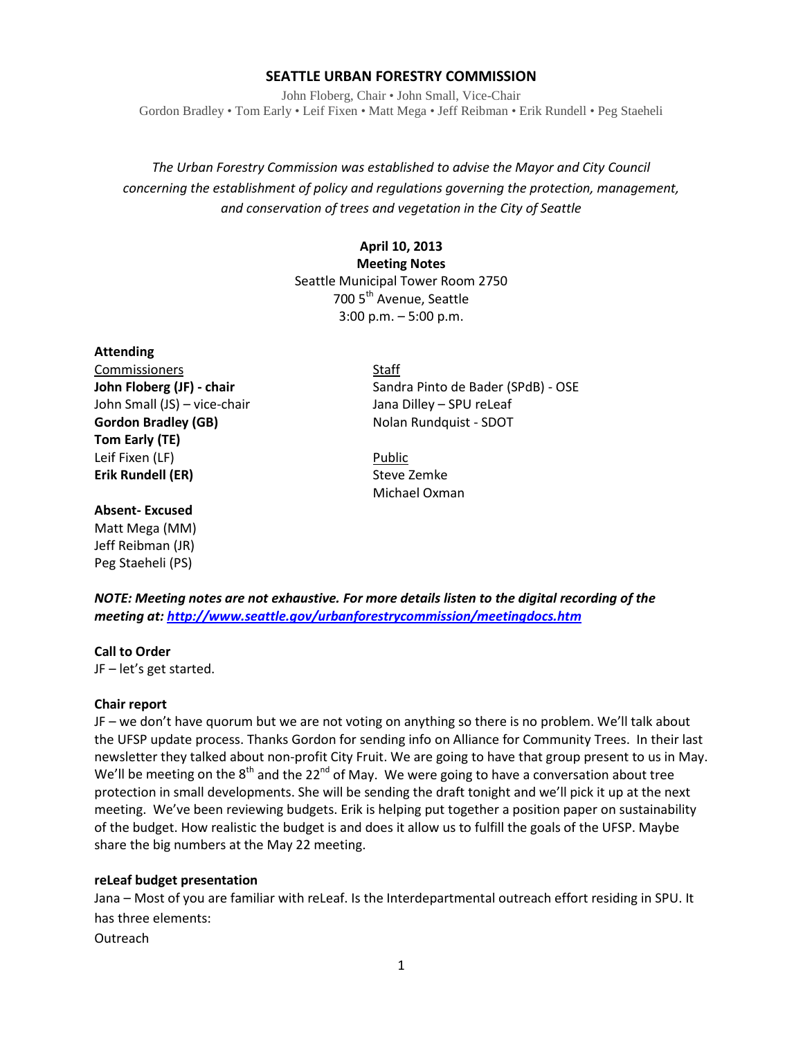# SEATTLE URBAN FORESTRY COMMISSION

John Floberg, Chair • John Small, Vice-Chair
Gordon Bradley • Tom Early • Leif Fixen • Matt Mega • Jeff Reibman • Erik Rundell • Peg Staeheli

*The Urban Forestry Commission was established to advise the Mayor and City Council concerning the establishment of policy and regulations governing the protection, management, and conservation of trees and vegetation in the City of Seattle*

**April 10, 2013**
**Meeting Notes**
Seattle Municipal Tower Room 2750
700 5th Avenue, Seattle
3:00 p.m. – 5:00 p.m.

**Attending**

Commissioners
**John Floberg (JF) - chair**
John Small (JS) – vice-chair
**Gordon Bradley (GB)**
**Tom Early (TE)**
Leif Fixen (LF)
**Erik Rundell (ER)**

Staff
Sandra Pinto de Bader (SPdB) - OSE
Jana Dilley – SPU reLeaf
Nolan Rundquist - SDOT

Public
Steve Zemke
Michael Oxman

**Absent- Excused**
Matt Mega (MM)
Jeff Reibman (JR)
Peg Staeheli (PS)

***NOTE: Meeting notes are not exhaustive. For more details listen to the digital recording of the meeting at: http://www.seattle.gov/urbanforestrycommission/meetingdocs.htm***

**Call to Order**
JF – let's get started.

**Chair report**
JF – we don't have quorum but we are not voting on anything so there is no problem. We'll talk about the UFSP update process. Thanks Gordon for sending info on Alliance for Community Trees. In their last newsletter they talked about non-profit City Fruit. We are going to have that group present to us in May. We'll be meeting on the 8th and the 22nd of May. We were going to have a conversation about tree protection in small developments. She will be sending the draft tonight and we'll pick it up at the next meeting. We've been reviewing budgets. Erik is helping put together a position paper on sustainability of the budget. How realistic the budget is and does it allow us to fulfill the goals of the UFSP. Maybe share the big numbers at the May 22 meeting.

**reLeaf budget presentation**
Jana – Most of you are familiar with reLeaf. Is the Interdepartmental outreach effort residing in SPU. It has three elements:
Outreach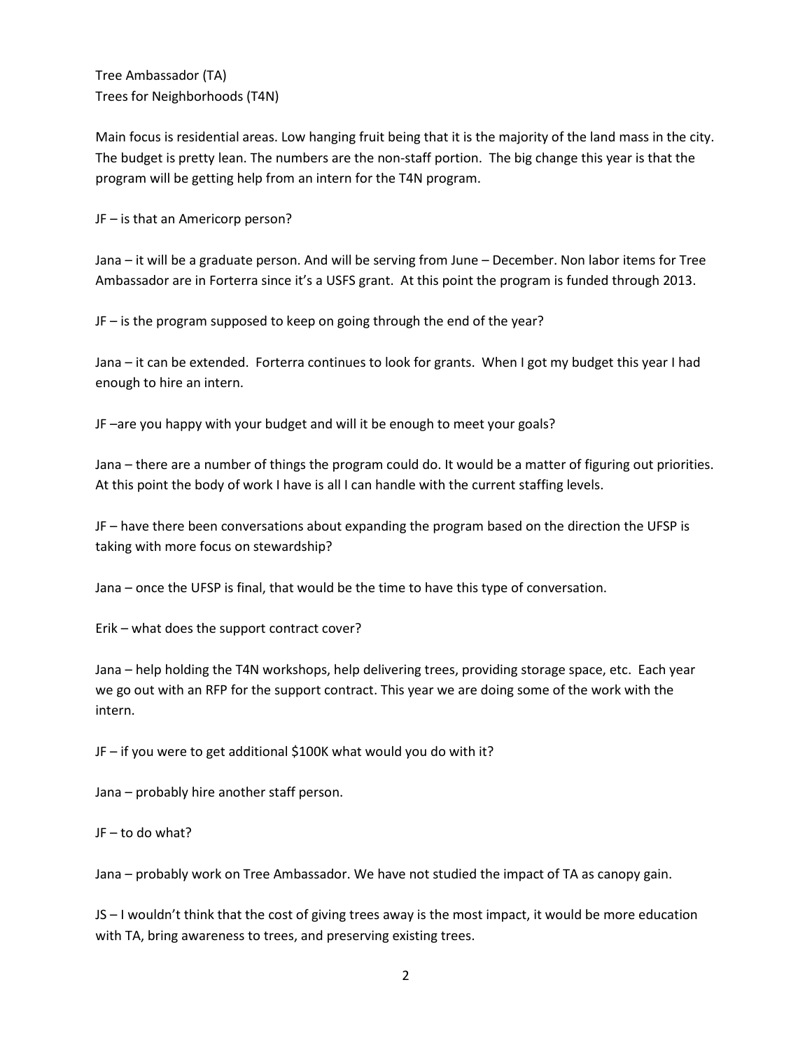Tree Ambassador (TA)
Trees for Neighborhoods (T4N)

Main focus is residential areas. Low hanging fruit being that it is the majority of the land mass in the city. The budget is pretty lean. The numbers are the non-staff portion. The big change this year is that the program will be getting help from an intern for the T4N program.

JF – is that an Americorp person?

Jana – it will be a graduate person. And will be serving from June – December. Non labor items for Tree Ambassador are in Forterra since it's a USFS grant. At this point the program is funded through 2013.

JF – is the program supposed to keep on going through the end of the year?

Jana – it can be extended. Forterra continues to look for grants. When I got my budget this year I had enough to hire an intern.

JF –are you happy with your budget and will it be enough to meet your goals?

Jana – there are a number of things the program could do. It would be a matter of figuring out priorities. At this point the body of work I have is all I can handle with the current staffing levels.

JF – have there been conversations about expanding the program based on the direction the UFSP is taking with more focus on stewardship?

Jana – once the UFSP is final, that would be the time to have this type of conversation.

Erik – what does the support contract cover?

Jana – help holding the T4N workshops, help delivering trees, providing storage space, etc. Each year we go out with an RFP for the support contract. This year we are doing some of the work with the intern.

JF – if you were to get additional $100K what would you do with it?

Jana – probably hire another staff person.

JF – to do what?

Jana – probably work on Tree Ambassador. We have not studied the impact of TA as canopy gain.

JS – I wouldn't think that the cost of giving trees away is the most impact, it would be more education with TA, bring awareness to trees, and preserving existing trees.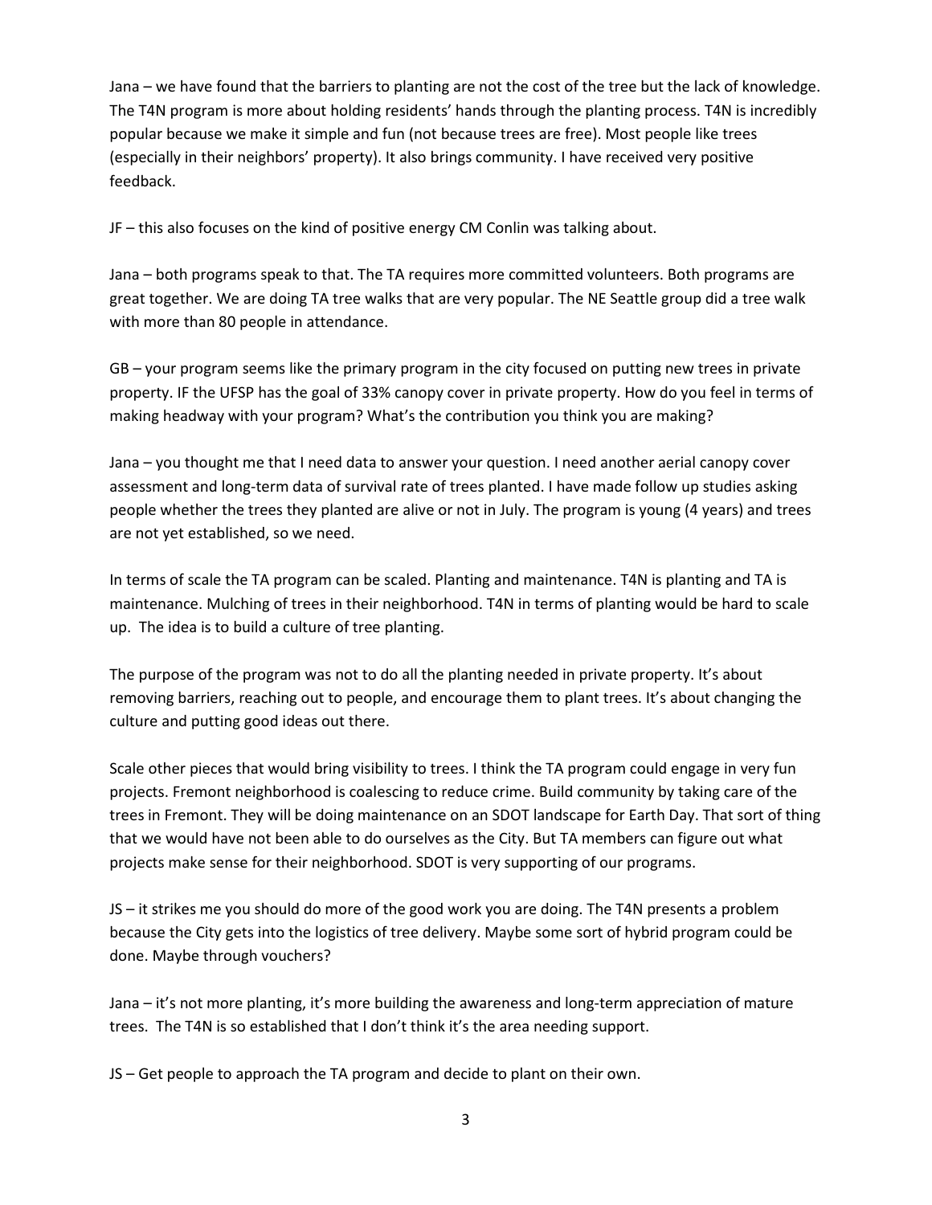Jana – we have found that the barriers to planting are not the cost of the tree but the lack of knowledge. The T4N program is more about holding residents' hands through the planting process. T4N is incredibly popular because we make it simple and fun (not because trees are free). Most people like trees (especially in their neighbors' property). It also brings community. I have received very positive feedback.

JF – this also focuses on the kind of positive energy CM Conlin was talking about.

Jana – both programs speak to that. The TA requires more committed volunteers. Both programs are great together. We are doing TA tree walks that are very popular. The NE Seattle group did a tree walk with more than 80 people in attendance.

GB – your program seems like the primary program in the city focused on putting new trees in private property. IF the UFSP has the goal of 33% canopy cover in private property. How do you feel in terms of making headway with your program? What's the contribution you think you are making?

Jana – you thought me that I need data to answer your question. I need another aerial canopy cover assessment and long-term data of survival rate of trees planted. I have made follow up studies asking people whether the trees they planted are alive or not in July. The program is young (4 years) and trees are not yet established, so we need.

In terms of scale the TA program can be scaled. Planting and maintenance. T4N is planting and TA is maintenance. Mulching of trees in their neighborhood. T4N in terms of planting would be hard to scale up. The idea is to build a culture of tree planting.

The purpose of the program was not to do all the planting needed in private property. It's about removing barriers, reaching out to people, and encourage them to plant trees. It's about changing the culture and putting good ideas out there.

Scale other pieces that would bring visibility to trees. I think the TA program could engage in very fun projects. Fremont neighborhood is coalescing to reduce crime. Build community by taking care of the trees in Fremont. They will be doing maintenance on an SDOT landscape for Earth Day. That sort of thing that we would have not been able to do ourselves as the City. But TA members can figure out what projects make sense for their neighborhood. SDOT is very supporting of our programs.

JS – it strikes me you should do more of the good work you are doing. The T4N presents a problem because the City gets into the logistics of tree delivery. Maybe some sort of hybrid program could be done. Maybe through vouchers?

Jana – it's not more planting, it's more building the awareness and long-term appreciation of mature trees. The T4N is so established that I don't think it's the area needing support.

JS – Get people to approach the TA program and decide to plant on their own.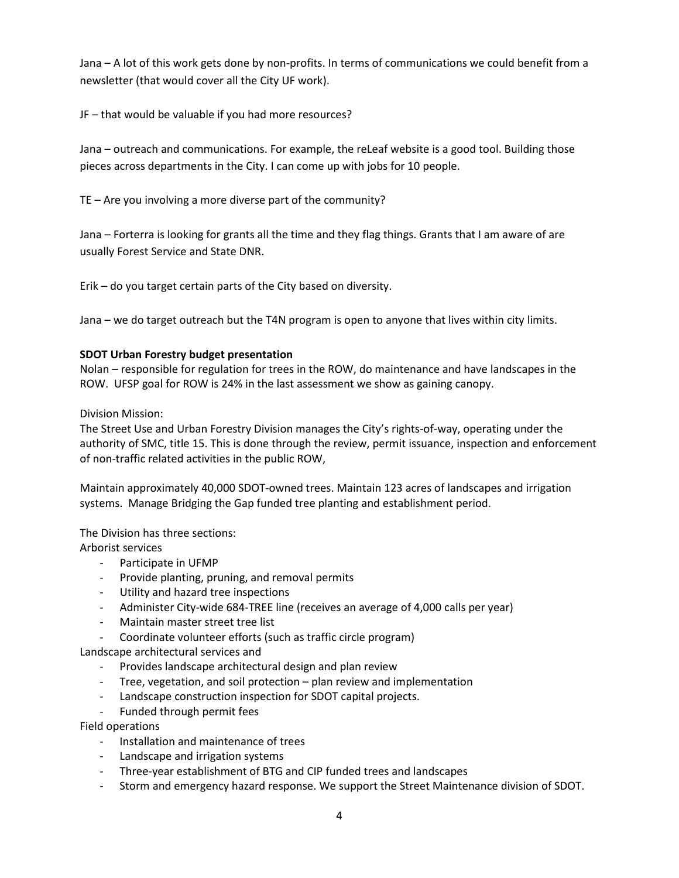Jana – A lot of this work gets done by non-profits. In terms of communications we could benefit from a newsletter (that would cover all the City UF work).

JF – that would be valuable if you had more resources?

Jana – outreach and communications. For example, the reLeaf website is a good tool. Building those pieces across departments in the City. I can come up with jobs for 10 people.

TE – Are you involving a more diverse part of the community?

Jana – Forterra is looking for grants all the time and they flag things. Grants that I am aware of are usually Forest Service and State DNR.

Erik – do you target certain parts of the City based on diversity.

Jana – we do target outreach but the T4N program is open to anyone that lives within city limits.

**SDOT Urban Forestry budget presentation**

Nolan – responsible for regulation for trees in the ROW, do maintenance and have landscapes in the ROW. UFSP goal for ROW is 24% in the last assessment we show as gaining canopy.

Division Mission:

The Street Use and Urban Forestry Division manages the City's rights-of-way, operating under the authority of SMC, title 15. This is done through the review, permit issuance, inspection and enforcement of non-traffic related activities in the public ROW,

Maintain approximately 40,000 SDOT-owned trees. Maintain 123 acres of landscapes and irrigation systems. Manage Bridging the Gap funded tree planting and establishment period.

The Division has three sections:

Arborist services

- Participate in UFMP
- Provide planting, pruning, and removal permits
- Utility and hazard tree inspections
- Administer City-wide 684-TREE line (receives an average of 4,000 calls per year)
- Maintain master street tree list
- Coordinate volunteer efforts (such as traffic circle program)

Landscape architectural services and

- Provides landscape architectural design and plan review
- Tree, vegetation, and soil protection – plan review and implementation
- Landscape construction inspection for SDOT capital projects.
- Funded through permit fees

Field operations

- Installation and maintenance of trees
- Landscape and irrigation systems
- Three-year establishment of BTG and CIP funded trees and landscapes
- Storm and emergency hazard response. We support the Street Maintenance division of SDOT.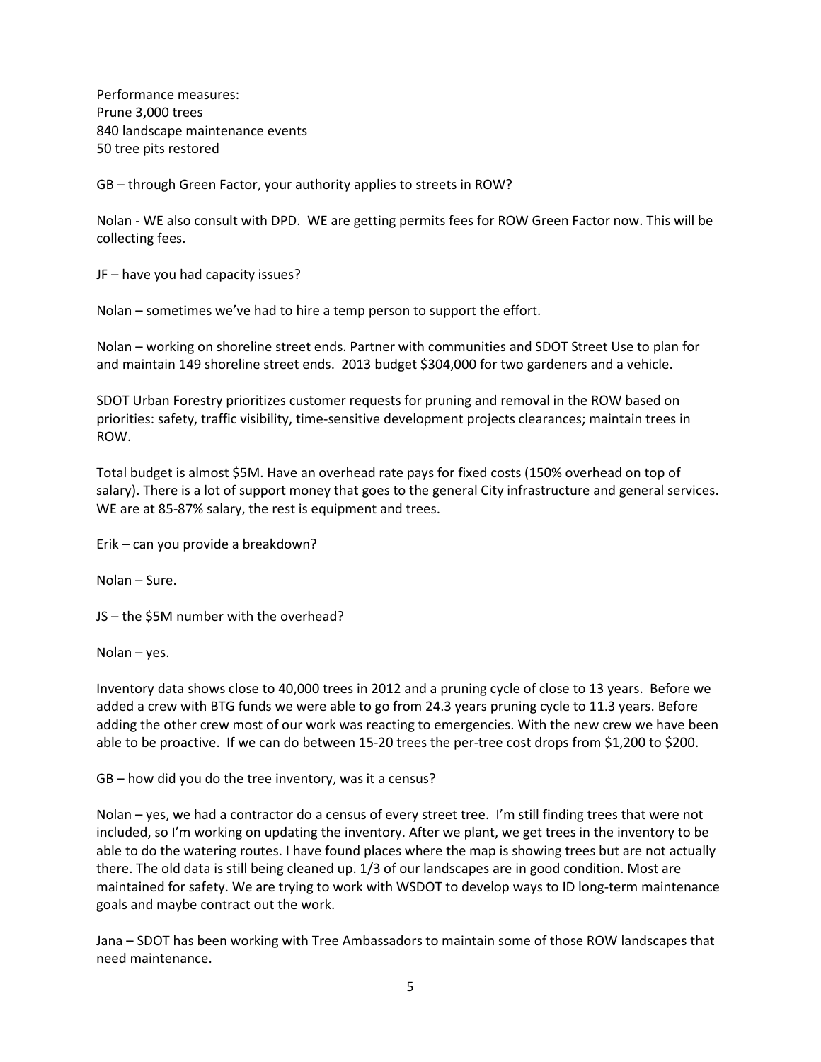Performance measures:
Prune 3,000 trees
840 landscape maintenance events
50 tree pits restored

GB – through Green Factor, your authority applies to streets in ROW?

Nolan - WE also consult with DPD. WE are getting permits fees for ROW Green Factor now. This will be collecting fees.

JF – have you had capacity issues?

Nolan – sometimes we've had to hire a temp person to support the effort.

Nolan – working on shoreline street ends. Partner with communities and SDOT Street Use to plan for and maintain 149 shoreline street ends. 2013 budget $304,000 for two gardeners and a vehicle.

SDOT Urban Forestry prioritizes customer requests for pruning and removal in the ROW based on priorities: safety, traffic visibility, time-sensitive development projects clearances; maintain trees in ROW.

Total budget is almost $5M. Have an overhead rate pays for fixed costs (150% overhead on top of salary). There is a lot of support money that goes to the general City infrastructure and general services. WE are at 85-87% salary, the rest is equipment and trees.

Erik – can you provide a breakdown?

Nolan – Sure.

JS – the $5M number with the overhead?

Nolan – yes.

Inventory data shows close to 40,000 trees in 2012 and a pruning cycle of close to 13 years. Before we added a crew with BTG funds we were able to go from 24.3 years pruning cycle to 11.3 years. Before adding the other crew most of our work was reacting to emergencies. With the new crew we have been able to be proactive. If we can do between 15-20 trees the per-tree cost drops from $1,200 to $200.

GB – how did you do the tree inventory, was it a census?

Nolan – yes, we had a contractor do a census of every street tree. I'm still finding trees that were not included, so I'm working on updating the inventory. After we plant, we get trees in the inventory to be able to do the watering routes. I have found places where the map is showing trees but are not actually there. The old data is still being cleaned up. 1/3 of our landscapes are in good condition. Most are maintained for safety. We are trying to work with WSDOT to develop ways to ID long-term maintenance goals and maybe contract out the work.

Jana – SDOT has been working with Tree Ambassadors to maintain some of those ROW landscapes that need maintenance.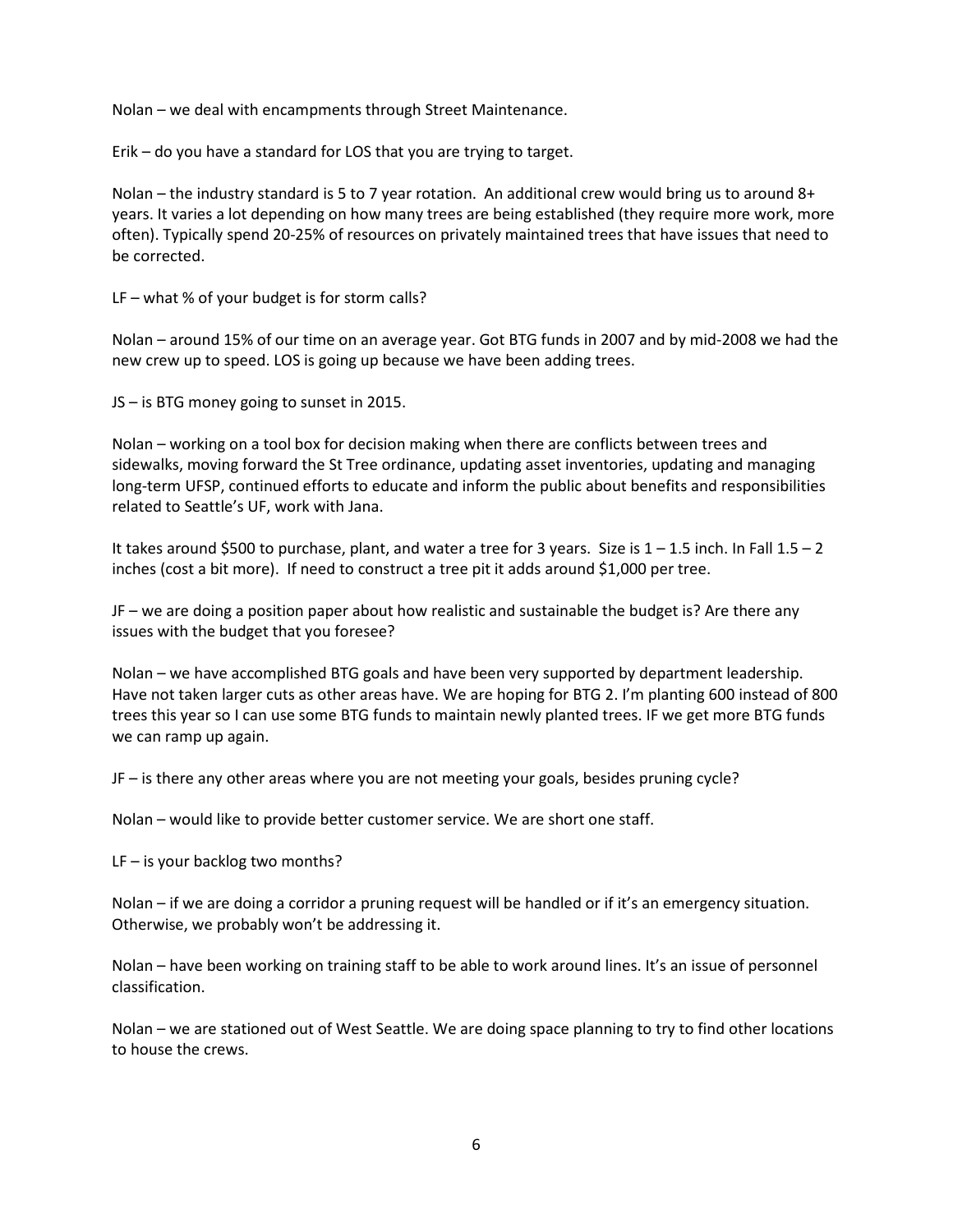Nolan – we deal with encampments through Street Maintenance.

Erik – do you have a standard for LOS that you are trying to target.

Nolan – the industry standard is 5 to 7 year rotation. An additional crew would bring us to around 8+ years. It varies a lot depending on how many trees are being established (they require more work, more often). Typically spend 20-25% of resources on privately maintained trees that have issues that need to be corrected.

LF – what % of your budget is for storm calls?

Nolan – around 15% of our time on an average year. Got BTG funds in 2007 and by mid-2008 we had the new crew up to speed. LOS is going up because we have been adding trees.

JS – is BTG money going to sunset in 2015.

Nolan – working on a tool box for decision making when there are conflicts between trees and sidewalks, moving forward the St Tree ordinance, updating asset inventories, updating and managing long-term UFSP, continued efforts to educate and inform the public about benefits and responsibilities related to Seattle's UF, work with Jana.

It takes around $500 to purchase, plant, and water a tree for 3 years. Size is 1 – 1.5 inch. In Fall 1.5 – 2 inches (cost a bit more). If need to construct a tree pit it adds around $1,000 per tree.

JF – we are doing a position paper about how realistic and sustainable the budget is? Are there any issues with the budget that you foresee?

Nolan – we have accomplished BTG goals and have been very supported by department leadership. Have not taken larger cuts as other areas have. We are hoping for BTG 2. I'm planting 600 instead of 800 trees this year so I can use some BTG funds to maintain newly planted trees. IF we get more BTG funds we can ramp up again.

JF – is there any other areas where you are not meeting your goals, besides pruning cycle?

Nolan – would like to provide better customer service. We are short one staff.

LF – is your backlog two months?

Nolan – if we are doing a corridor a pruning request will be handled or if it's an emergency situation. Otherwise, we probably won't be addressing it.

Nolan – have been working on training staff to be able to work around lines. It's an issue of personnel classification.

Nolan – we are stationed out of West Seattle. We are doing space planning to try to find other locations to house the crews.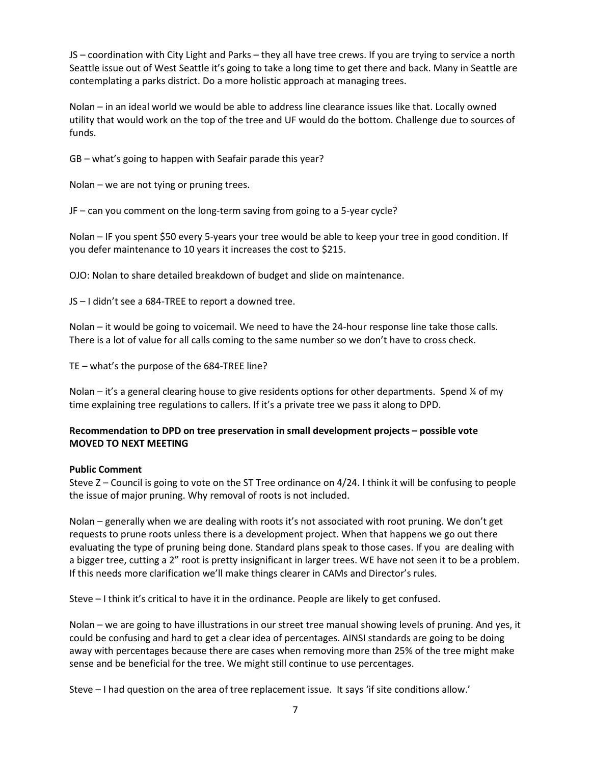JS – coordination with City Light and Parks – they all have tree crews. If you are trying to service a north Seattle issue out of West Seattle it's going to take a long time to get there and back. Many in Seattle are contemplating a parks district. Do a more holistic approach at managing trees.

Nolan – in an ideal world we would be able to address line clearance issues like that. Locally owned utility that would work on the top of the tree and UF would do the bottom. Challenge due to sources of funds.

GB – what's going to happen with Seafair parade this year?

Nolan – we are not tying or pruning trees.

JF – can you comment on the long-term saving from going to a 5-year cycle?

Nolan – IF you spent \$50 every 5-years your tree would be able to keep your tree in good condition. If you defer maintenance to 10 years it increases the cost to \$215.

OJO: Nolan to share detailed breakdown of budget and slide on maintenance.

JS – I didn't see a 684-TREE to report a downed tree.

Nolan – it would be going to voicemail. We need to have the 24-hour response line take those calls. There is a lot of value for all calls coming to the same number so we don't have to cross check.

TE – what's the purpose of the 684-TREE line?

Nolan – it's a general clearing house to give residents options for other departments. Spend ¼ of my time explaining tree regulations to callers. If it's a private tree we pass it along to DPD.

**Recommendation to DPD on tree preservation in small development projects – possible vote MOVED TO NEXT MEETING**

**Public Comment**

Steve Z – Council is going to vote on the ST Tree ordinance on 4/24. I think it will be confusing to people the issue of major pruning. Why removal of roots is not included.

Nolan – generally when we are dealing with roots it's not associated with root pruning. We don't get requests to prune roots unless there is a development project. When that happens we go out there evaluating the type of pruning being done. Standard plans speak to those cases. If you are dealing with a bigger tree, cutting a 2" root is pretty insignificant in larger trees. WE have not seen it to be a problem. If this needs more clarification we'll make things clearer in CAMs and Director's rules.

Steve – I think it's critical to have it in the ordinance. People are likely to get confused.

Nolan – we are going to have illustrations in our street tree manual showing levels of pruning. And yes, it could be confusing and hard to get a clear idea of percentages. AINSI standards are going to be doing away with percentages because there are cases when removing more than 25% of the tree might make sense and be beneficial for the tree. We might still continue to use percentages.

Steve – I had question on the area of tree replacement issue. It says 'if site conditions allow.'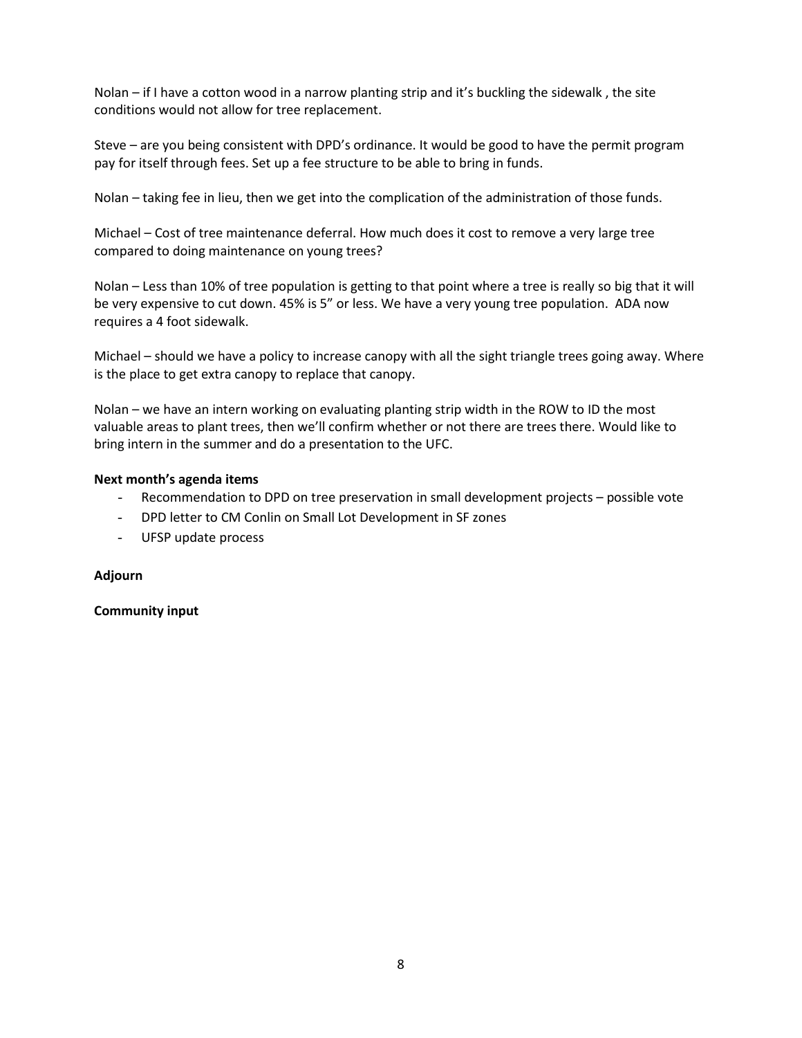Nolan – if I have a cotton wood in a narrow planting strip and it's buckling the sidewalk , the site conditions would not allow for tree replacement.

Steve – are you being consistent with DPD's ordinance. It would be good to have the permit program pay for itself through fees. Set up a fee structure to be able to bring in funds.

Nolan – taking fee in lieu, then we get into the complication of the administration of those funds.

Michael – Cost of tree maintenance deferral. How much does it cost to remove a very large tree compared to doing maintenance on young trees?

Nolan – Less than 10% of tree population is getting to that point where a tree is really so big that it will be very expensive to cut down. 45% is 5" or less. We have a very young tree population. ADA now requires a 4 foot sidewalk.

Michael – should we have a policy to increase canopy with all the sight triangle trees going away. Where is the place to get extra canopy to replace that canopy.

Nolan – we have an intern working on evaluating planting strip width in the ROW to ID the most valuable areas to plant trees, then we'll confirm whether or not there are trees there. Would like to bring intern in the summer and do a presentation to the UFC.

**Next month's agenda items**

- Recommendation to DPD on tree preservation in small development projects – possible vote
- DPD letter to CM Conlin on Small Lot Development in SF zones
- UFSP update process

**Adjourn**

**Community input**